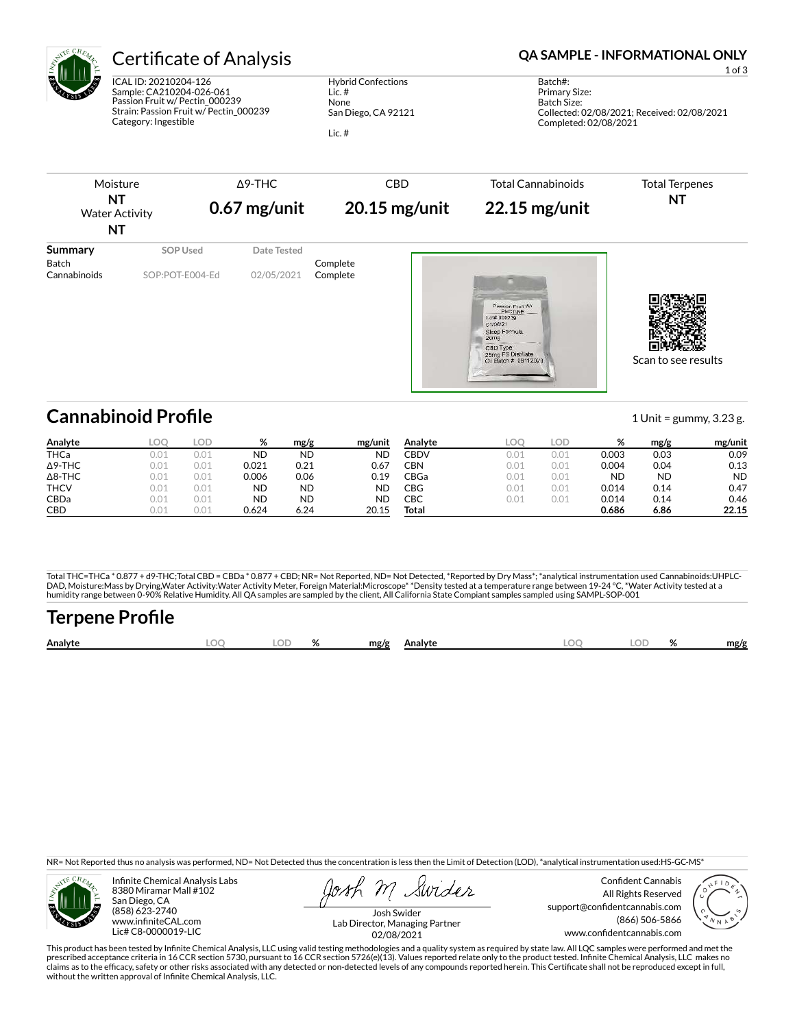# Certificate of Analysis

**QA SAMPLE - INFORMATIONAL ONLY**

ICAL ID: 20210204-126
Sample: CA210204-026-061
Passion Fruit w/ Pectin_000239
Strain: Passion Fruit w/ Pectin_000239
Category: Ingestible

Hybrid Confections
Lic. #
None
San Diego, CA 92121

Lic. #

Batch#:
Primary Size:
Batch Size:
Collected: 02/08/2021; Received: 02/08/2021
Completed: 02/08/2021

| Moisture | Δ9-THC | CBD | Total Cannabinoids | Total Terpenes |
|---|---|---|---|---|
| **NT** | **0.67 mg/unit** | **20.15 mg/unit** | **22.15 mg/unit** | **NT** |
| Water Activity **NT** | | | | |

| Summary | SOP Used | Date Tested | |
|---|---|---|---|
| Batch | | | Complete |
| Cannabinoids | SOP:POT-E004-Ed | 02/05/2021 | Complete |

Scan to see results

## Cannabinoid Profile

1 Unit = gummy, 3.23 g.

| Analyte | LOQ | LOD | % | mg/g | mg/unit | Analyte | LOQ | LOD | % | mg/g | mg/unit |
|---|---|---|---|---|---|---|---|---|---|---|---|
| THCa | 0.01 | 0.01 | ND | ND | ND | CBDV | 0.01 | 0.01 | 0.003 | 0.03 | 0.09 |
| Δ9-THC | 0.01 | 0.01 | 0.021 | 0.21 | 0.67 | CBN | 0.01 | 0.01 | 0.004 | 0.04 | 0.13 |
| Δ8-THC | 0.01 | 0.01 | 0.006 | 0.06 | 0.19 | CBGa | 0.01 | 0.01 | ND | ND | ND |
| THCV | 0.01 | 0.01 | ND | ND | ND | CBG | 0.01 | 0.01 | 0.014 | 0.14 | 0.47 |
| CBDa | 0.01 | 0.01 | ND | ND | ND | CBC | 0.01 | 0.01 | 0.014 | 0.14 | 0.46 |
| CBD | 0.01 | 0.01 | 0.624 | 6.24 | 20.15 | **Total** | | | **0.686** | **6.86** | **22.15** |

Total THC=THCa * 0.877 + d9-THC;Total CBD = CBDa * 0.877 + CBD; NR= Not Reported, ND= Not Detected, *Reported by Dry Mass*; *analytical instrumentation used Cannabinoids:UHPLC-DAD, Moisture:Mass by Drying,Water Activity:Water Activity Meter, Foreign Material:Microscope* *Density tested at a temperature range between 19-24 °C, *Water Activity tested at a humidity range between 0-90% Relative Humidity. All QA samples are sampled by the client, All California State Compiant samples sampled using SAMPL-SOP-001

## Terpene Profile

| Analyte | LOQ | LOD | % | mg/g | Analyte | LOQ | LOD | % | mg/g |
|---|---|---|---|---|---|---|---|---|---|

NR= Not Reported thus no analysis was performed, ND= Not Detected thus the concentration is less then the Limit of Detection (LOD), *analytical instrumentation used:HS-GC-MS*

Infinite Chemical Analysis Labs
8380 Miramar Mall #102
San Diego, CA
(858) 623-2740
www.infiniteCAL.com
Lic# C8-0000019-LIC

Josh Swider
Lab Director, Managing Partner
02/08/2021

Confident Cannabis
All Rights Reserved
support@confidentcannabis.com
(866) 506-5866
www.confidentcannabis.com

This product has been tested by Infinite Chemical Analysis, LLC using valid testing methodologies and a quality system as required by state law. All LQC samples were performed and met the prescribed acceptance criteria in 16 CCR section 5730, pursuant to 16 CCR section 5726(e)(13). Values reported relate only to the product tested. Infinite Chemical Analysis, LLC makes no claims as to the efficacy, safety or other risks associated with any detected or non-detected levels of any compounds reported herein. This Certificate shall not be reproduced except in full, without the written approval of Infinite Chemical Analysis, LLC.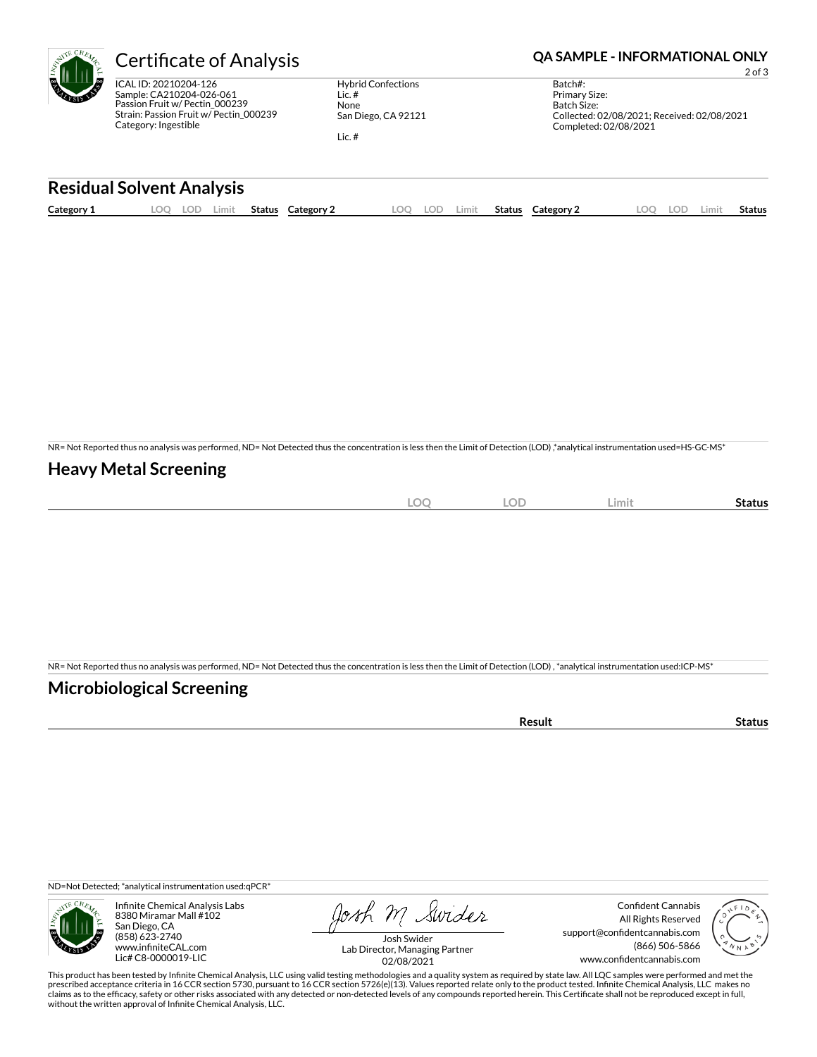# Certificate of Analysis

**QA SAMPLE - INFORMATIONAL ONLY**

ICAL ID: 20210204-126
Sample: CA210204-026-061
Passion Fruit w/ Pectin_000239
Strain: Passion Fruit w/ Pectin_000239
Category: Ingestible

Hybrid Confections
Lic. #
None
San Diego, CA 92121

Lic. #

Batch#:
Primary Size:
Batch Size:
Collected: 02/08/2021; Received: 02/08/2021
Completed: 02/08/2021

## Residual Solvent Analysis

| Category 1 | LOQ | LOD | Limit | Status | Category 2 | LOQ | LOD | Limit | Status | Category 2 | LOQ | LOD | Limit | Status |
|---|---|---|---|---|---|---|---|---|---|---|---|---|---|---|

NR= Not Reported thus no analysis was performed, ND= Not Detected thus the concentration is less then the Limit of Detection (LOD) ,*analytical instrumentation used=HS-GC-MS*

## Heavy Metal Screening

| | LOQ | LOD | Limit | Status |
|---|---|---|---|---|

NR= Not Reported thus no analysis was performed, ND= Not Detected thus the concentration is less then the Limit of Detection (LOD) , *analytical instrumentation used:ICP-MS*

## Microbiological Screening

| | Result | Status |
|---|---|---|

ND=Not Detected; *analytical instrumentation used:qPCR*

Infinite Chemical Analysis Labs
8380 Miramar Mall #102
San Diego, CA
(858) 623-2740
www.infiniteCAL.com
Lic# C8-0000019-LIC

Josh Swider
Lab Director, Managing Partner
02/08/2021

Confident Cannabis
All Rights Reserved
support@confidentcannabis.com
(866) 506-5866
www.confidentcannabis.com

This product has been tested by Infinite Chemical Analysis, LLC using valid testing methodologies and a quality system as required by state law. All LQC samples were performed and met the prescribed acceptance criteria in 16 CCR section 5730, pursuant to 16 CCR section 5726(e)(13). Values reported relate only to the product tested. Infinite Chemical Analysis, LLC makes no claims as to the efficacy, safety or other risks associated with any detected or non-detected levels of any compounds reported herein. This Certificate shall not be reproduced except in full, without the written approval of Infinite Chemical Analysis, LLC.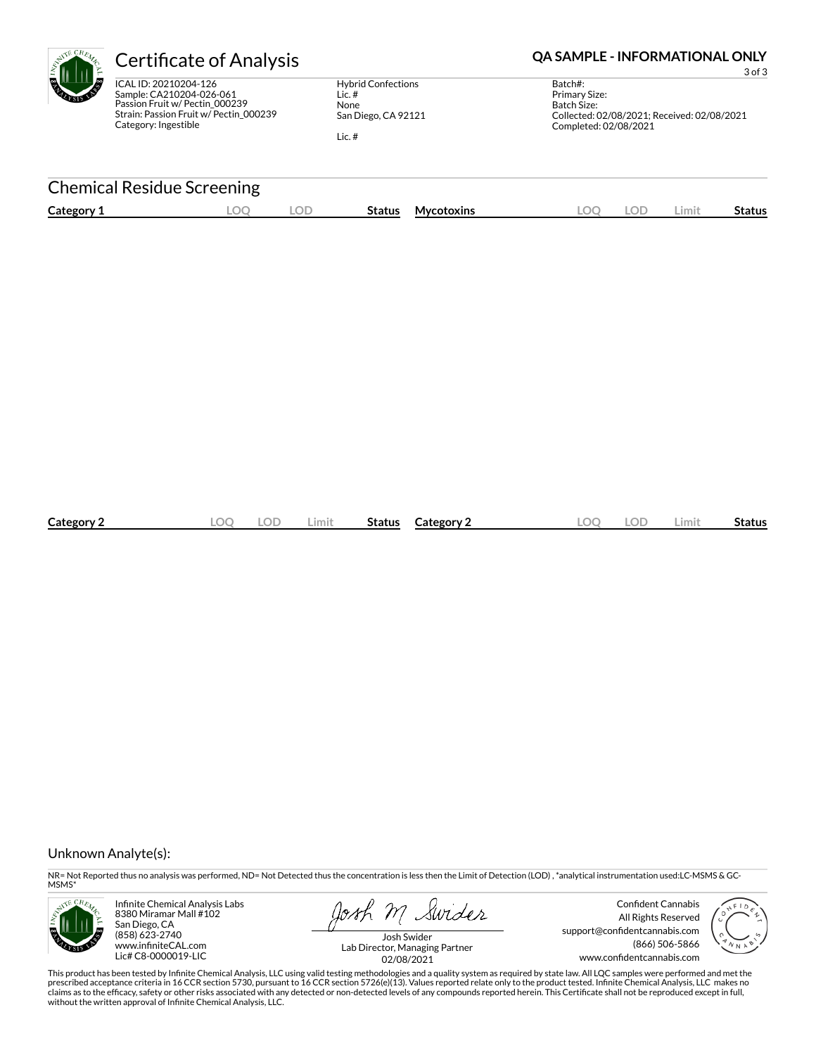# Certificate of Analysis

**QA SAMPLE - INFORMATIONAL ONLY**

ICAL ID: 20210204-126
Sample: CA210204-026-061
Passion Fruit w/ Pectin_000239
Strain: Passion Fruit w/ Pectin_000239
Category: Ingestible

Hybrid Confections
Lic. #
None
San Diego, CA 92121

Lic. #

Batch#:
Primary Size:
Batch Size:
Collected: 02/08/2021; Received: 02/08/2021
Completed: 02/08/2021

## Chemical Residue Screening

| Category 1 | LOQ | LOD | Status | Mycotoxins | LOQ | LOD | Limit | Status |
|---|---|---|---|---|---|---|---|---|

| Category 2 | LOQ | LOD | Limit | Status | Category 2 | LOQ | LOD | Limit | Status |
|---|---|---|---|---|---|---|---|---|---|

Unknown Analyte(s):

NR= Not Reported thus no analysis was performed, ND= Not Detected thus the concentration is less then the Limit of Detection (LOD) , *analytical instrumentation used:LC-MSMS & GC-MSMS*

Infinite Chemical Analysis Labs
8380 Miramar Mall #102
San Diego, CA
(858) 623-2740
www.infiniteCAL.com
Lic# C8-0000019-LIC

Josh Swider
Lab Director, Managing Partner
02/08/2021

Confident Cannabis
All Rights Reserved
support@confidentcannabis.com
(866) 506-5866
www.confidentcannabis.com

This product has been tested by Infinite Chemical Analysis, LLC using valid testing methodologies and a quality system as required by state law. All LQC samples were performed and met the prescribed acceptance criteria in 16 CCR section 5730, pursuant to 16 CCR section 5726(e)(13). Values reported relate only to the product tested. Infinite Chemical Analysis, LLC makes no claims as to the efficacy, safety or other risks associated with any detected or non-detected levels of any compounds reported herein. This Certificate shall not be reproduced except in full, without the written approval of Infinite Chemical Analysis, LLC.